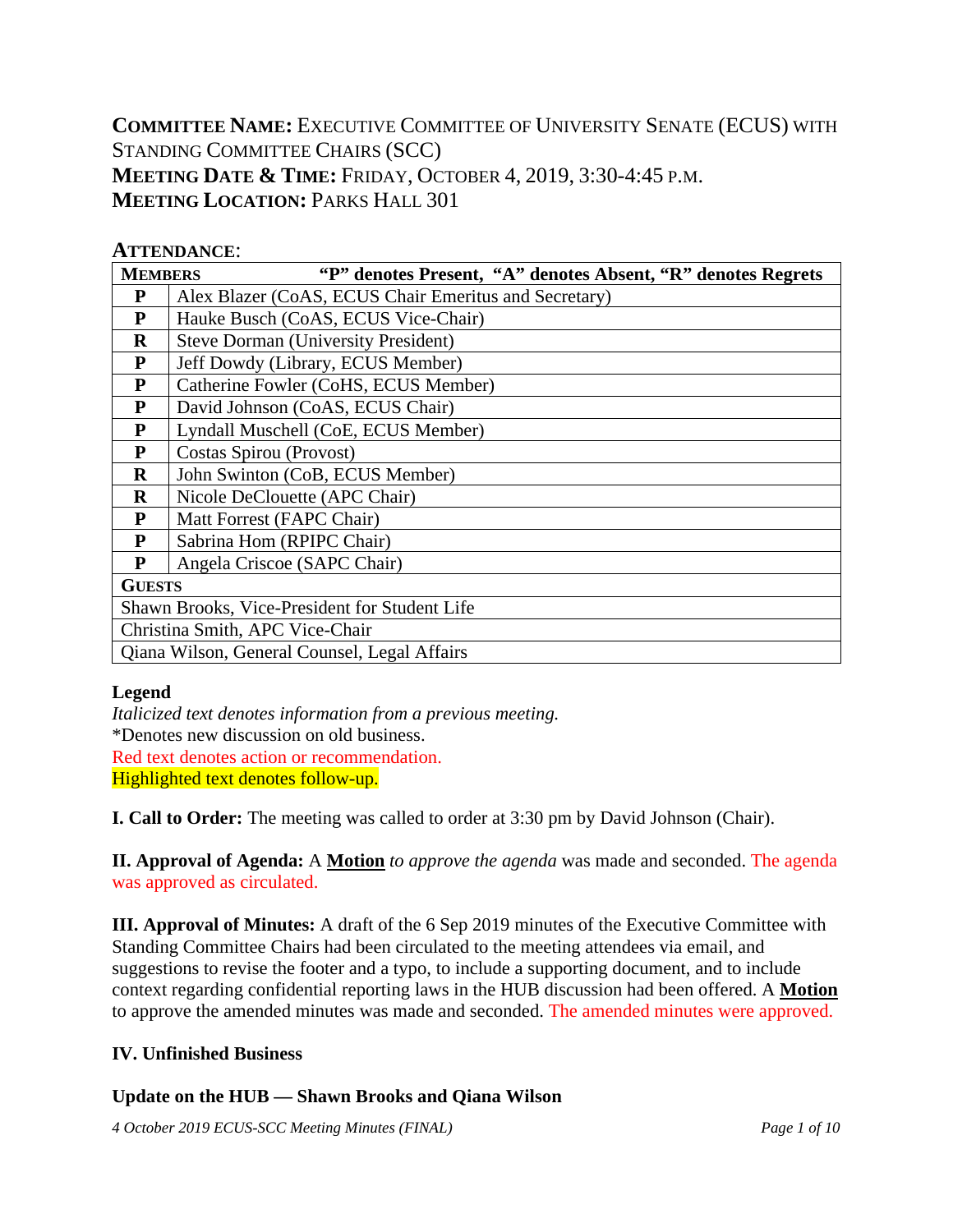**COMMITTEE NAME:** EXECUTIVE COMMITTEE OF UNIVERSITY SENATE (ECUS) WITH STANDING COMMITTEE CHAIRS (SCC)
**MEETING DATE & TIME:** FRIDAY, OCTOBER 4, 2019, 3:30-4:45 P.M.
**MEETING LOCATION:** PARKS HALL 301

**ATTENDANCE**:

| **MEMBERS** | **"P" denotes Present, "A" denotes Absent, "R" denotes Regrets** |
|---|---|
| **P** | Alex Blazer (CoAS, ECUS Chair Emeritus and Secretary) |
| **P** | Hauke Busch (CoAS, ECUS Vice-Chair) |
| **R** | Steve Dorman (University President) |
| **P** | Jeff Dowdy (Library, ECUS Member) |
| **P** | Catherine Fowler (CoHS, ECUS Member) |
| **P** | David Johnson (CoAS, ECUS Chair) |
| **P** | Lyndall Muschell (CoE, ECUS Member) |
| **P** | Costas Spirou (Provost) |
| **R** | John Swinton (CoB, ECUS Member) |
| **R** | Nicole DeClouette (APC Chair) |
| **P** | Matt Forrest (FAPC Chair) |
| **P** | Sabrina Hom (RPIPC Chair) |
| **P** | Angela Criscoe (SAPC Chair) |
| **GUESTS** | |
| Shawn Brooks, Vice-President for Student Life | |
| Christina Smith, APC Vice-Chair | |
| Qiana Wilson, General Counsel, Legal Affairs | |

**Legend**
*Italicized text denotes information from a previous meeting.*
*Denotes new discussion on old business.
Red text denotes action or recommendation.
Highlighted text denotes follow-up.

**I. Call to Order:** The meeting was called to order at 3:30 pm by David Johnson (Chair).

**II. Approval of Agenda:** A **Motion** *to approve the agenda* was made and seconded. The agenda was approved as circulated.

**III. Approval of Minutes:** A draft of the 6 Sep 2019 minutes of the Executive Committee with Standing Committee Chairs had been circulated to the meeting attendees via email, and suggestions to revise the footer and a typo, to include a supporting document, and to include context regarding confidential reporting laws in the HUB discussion had been offered. A **Motion** to approve the amended minutes was made and seconded. The amended minutes were approved.

**IV. Unfinished Business**

**Update on the HUB — Shawn Brooks and Qiana Wilson**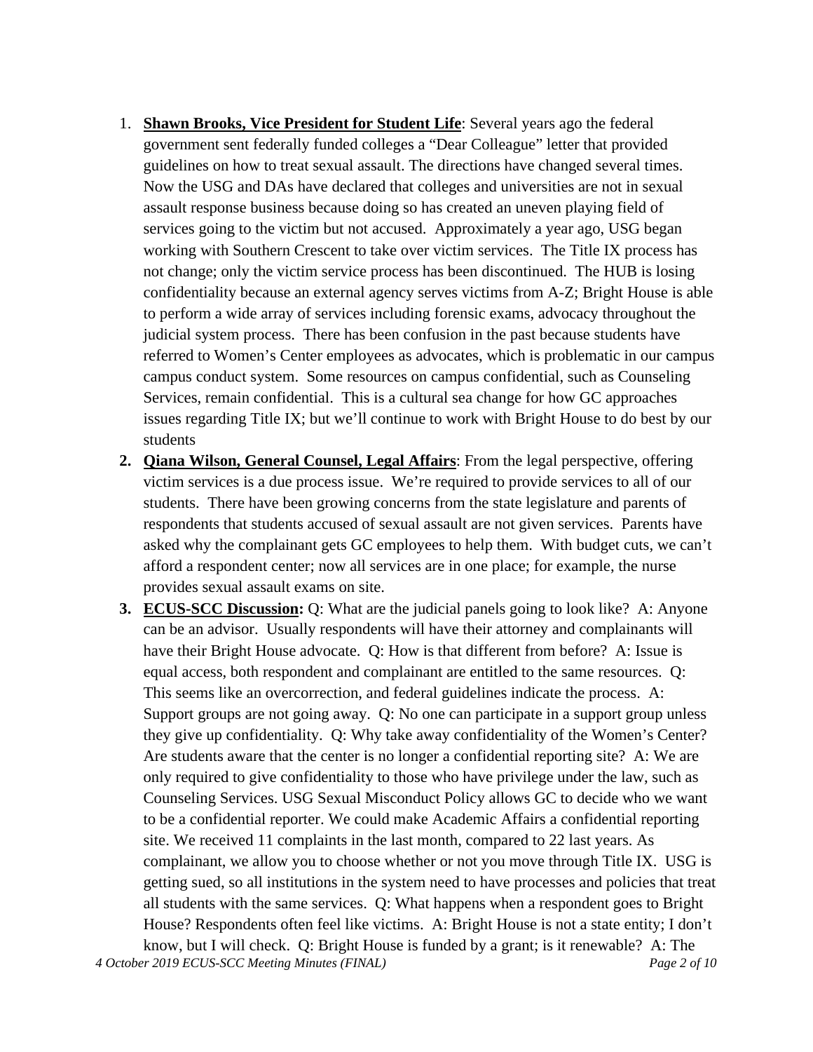1. **Shawn Brooks, Vice President for Student Life**: Several years ago the federal government sent federally funded colleges a "Dear Colleague" letter that provided guidelines on how to treat sexual assault. The directions have changed several times. Now the USG and DAs have declared that colleges and universities are not in sexual assault response business because doing so has created an uneven playing field of services going to the victim but not accused. Approximately a year ago, USG began working with Southern Crescent to take over victim services. The Title IX process has not change; only the victim service process has been discontinued. The HUB is losing confidentiality because an external agency serves victims from A-Z; Bright House is able to perform a wide array of services including forensic exams, advocacy throughout the judicial system process. There has been confusion in the past because students have referred to Women's Center employees as advocates, which is problematic in our campus campus conduct system. Some resources on campus confidential, such as Counseling Services, remain confidential. This is a cultural sea change for how GC approaches issues regarding Title IX; but we'll continue to work with Bright House to do best by our students
2. **Qiana Wilson, General Counsel, Legal Affairs**: From the legal perspective, offering victim services is a due process issue. We're required to provide services to all of our students. There have been growing concerns from the state legislature and parents of respondents that students accused of sexual assault are not given services. Parents have asked why the complainant gets GC employees to help them. With budget cuts, we can't afford a respondent center; now all services are in one place; for example, the nurse provides sexual assault exams on site.
3. **ECUS-SCC Discussion:** Q: What are the judicial panels going to look like? A: Anyone can be an advisor. Usually respondents will have their attorney and complainants will have their Bright House advocate. Q: How is that different from before? A: Issue is equal access, both respondent and complainant are entitled to the same resources. Q: This seems like an overcorrection, and federal guidelines indicate the process. A: Support groups are not going away. Q: No one can participate in a support group unless they give up confidentiality. Q: Why take away confidentiality of the Women's Center? Are students aware that the center is no longer a confidential reporting site? A: We are only required to give confidentiality to those who have privilege under the law, such as Counseling Services. USG Sexual Misconduct Policy allows GC to decide who we want to be a confidential reporter. We could make Academic Affairs a confidential reporting site. We received 11 complaints in the last month, compared to 22 last years. As complainant, we allow you to choose whether or not you move through Title IX. USG is getting sued, so all institutions in the system need to have processes and policies that treat all students with the same services. Q: What happens when a respondent goes to Bright House? Respondents often feel like victims. A: Bright House is not a state entity; I don't know, but I will check. Q: Bright House is funded by a grant; is it renewable? A: The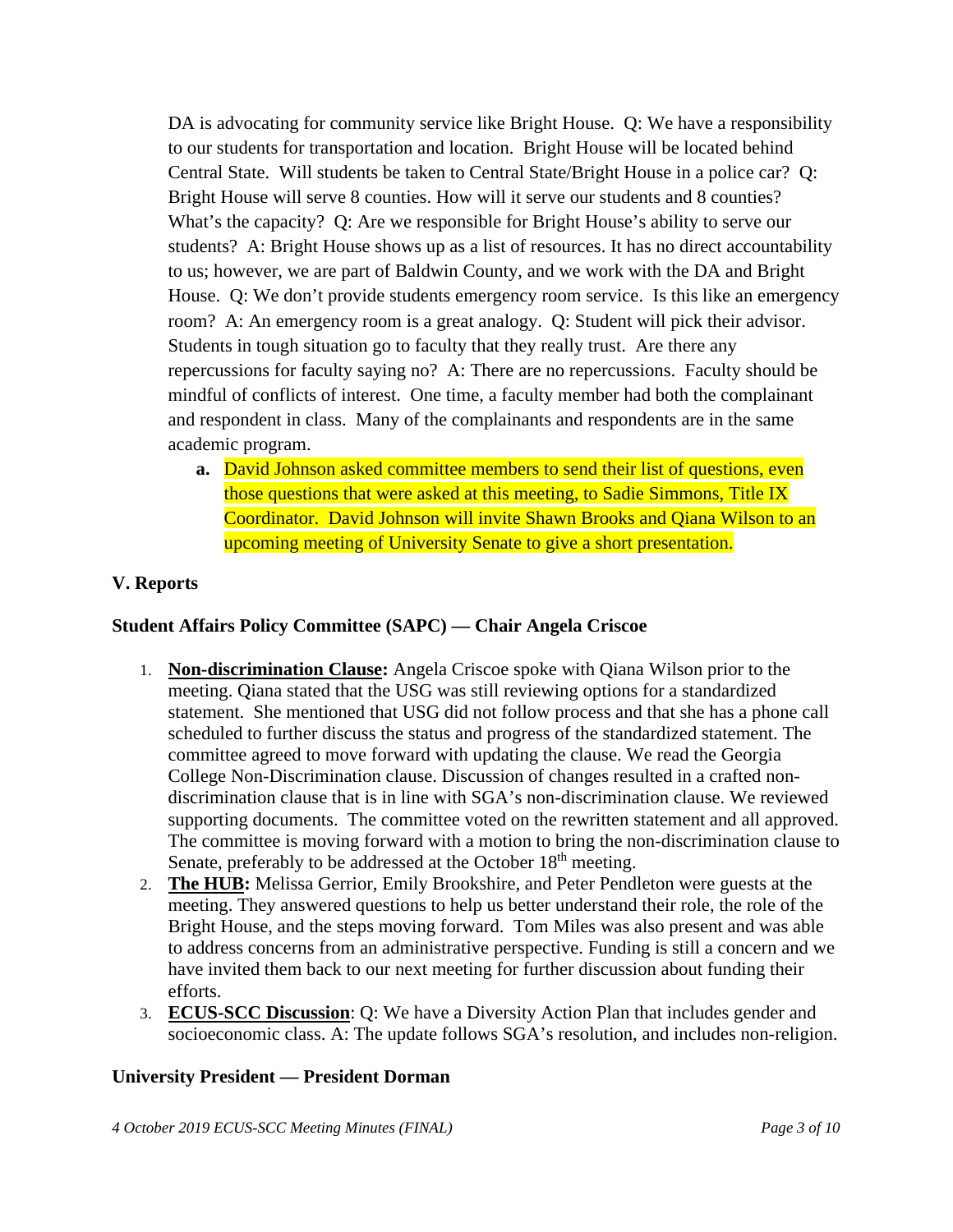DA is advocating for community service like Bright House. Q: We have a responsibility to our students for transportation and location. Bright House will be located behind Central State. Will students be taken to Central State/Bright House in a police car? Q: Bright House will serve 8 counties. How will it serve our students and 8 counties? What's the capacity? Q: Are we responsible for Bright House's ability to serve our students? A: Bright House shows up as a list of resources. It has no direct accountability to us; however, we are part of Baldwin County, and we work with the DA and Bright House. Q: We don't provide students emergency room service. Is this like an emergency room? A: An emergency room is a great analogy. Q: Student will pick their advisor. Students in tough situation go to faculty that they really trust. Are there any repercussions for faculty saying no? A: There are no repercussions. Faculty should be mindful of conflicts of interest. One time, a faculty member had both the complainant and respondent in class. Many of the complainants and respondents are in the same academic program.

   **a.** David Johnson asked committee members to send their list of questions, even those questions that were asked at this meeting, to Sadie Simmons, Title IX Coordinator. David Johnson will invite Shawn Brooks and Qiana Wilson to an upcoming meeting of University Senate to give a short presentation.

### V. Reports

#### Student Affairs Policy Committee (SAPC) — Chair Angela Criscoe

1. **Non-discrimination Clause:** Angela Criscoe spoke with Qiana Wilson prior to the meeting. Qiana stated that the USG was still reviewing options for a standardized statement. She mentioned that USG did not follow process and that she has a phone call scheduled to further discuss the status and progress of the standardized statement. The committee agreed to move forward with updating the clause. We read the Georgia College Non-Discrimination clause. Discussion of changes resulted in a crafted non-discrimination clause that is in line with SGA's non-discrimination clause. We reviewed supporting documents. The committee voted on the rewritten statement and all approved. The committee is moving forward with a motion to bring the non-discrimination clause to Senate, preferably to be addressed at the October 18th meeting.
2. **The HUB:** Melissa Gerrior, Emily Brookshire, and Peter Pendleton were guests at the meeting. They answered questions to help us better understand their role, the role of the Bright House, and the steps moving forward. Tom Miles was also present and was able to address concerns from an administrative perspective. Funding is still a concern and we have invited them back to our next meeting for further discussion about funding their efforts.
3. **ECUS-SCC Discussion**: Q: We have a Diversity Action Plan that includes gender and socioeconomic class. A: The update follows SGA's resolution, and includes non-religion.

#### University President — President Dorman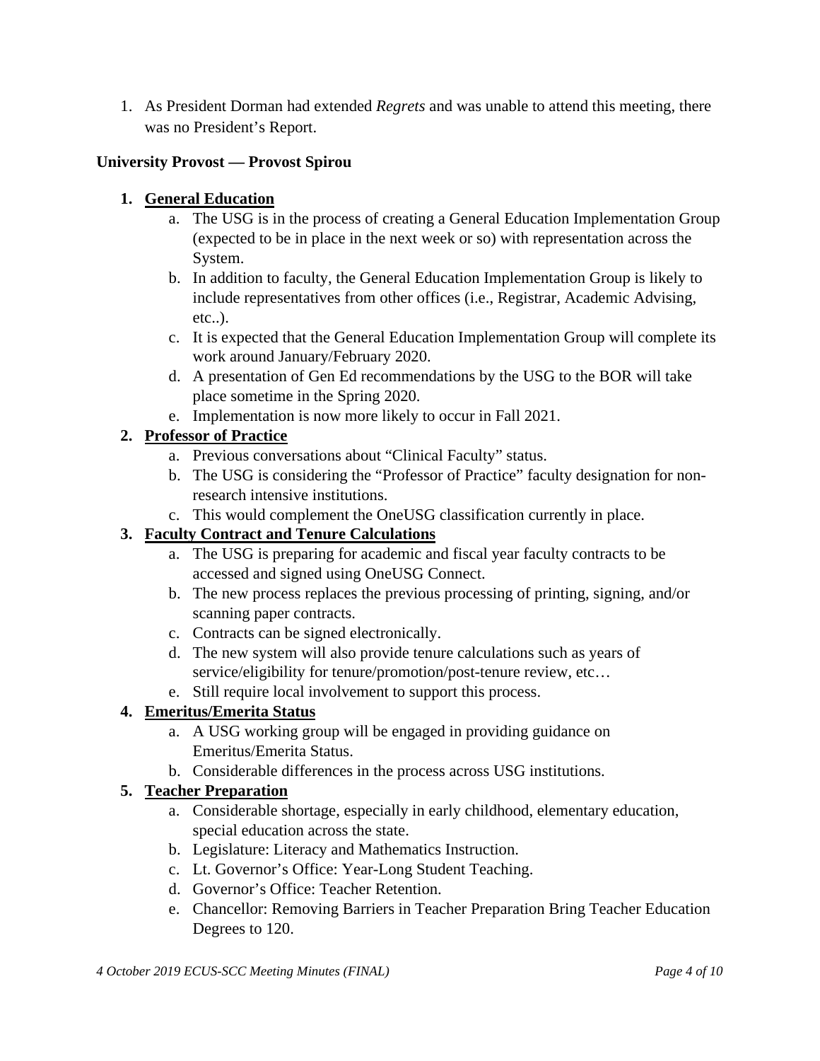1. As President Dorman had extended *Regrets* and was unable to attend this meeting, there was no President's Report.

**University Provost — Provost Spirou**

1. **General Education**
    a. The USG is in the process of creating a General Education Implementation Group (expected to be in place in the next week or so) with representation across the System.
    b. In addition to faculty, the General Education Implementation Group is likely to include representatives from other offices (i.e., Registrar, Academic Advising, etc..).
    c. It is expected that the General Education Implementation Group will complete its work around January/February 2020.
    d. A presentation of Gen Ed recommendations by the USG to the BOR will take place sometime in the Spring 2020.
    e. Implementation is now more likely to occur in Fall 2021.
2. **Professor of Practice**
    a. Previous conversations about "Clinical Faculty" status.
    b. The USG is considering the "Professor of Practice" faculty designation for non-research intensive institutions.
    c. This would complement the OneUSG classification currently in place.
3. **Faculty Contract and Tenure Calculations**
    a. The USG is preparing for academic and fiscal year faculty contracts to be accessed and signed using OneUSG Connect.
    b. The new process replaces the previous processing of printing, signing, and/or scanning paper contracts.
    c. Contracts can be signed electronically.
    d. The new system will also provide tenure calculations such as years of service/eligibility for tenure/promotion/post-tenure review, etc…
    e. Still require local involvement to support this process.
4. **Emeritus/Emerita Status**
    a. A USG working group will be engaged in providing guidance on Emeritus/Emerita Status.
    b. Considerable differences in the process across USG institutions.
5. **Teacher Preparation**
    a. Considerable shortage, especially in early childhood, elementary education, special education across the state.
    b. Legislature: Literacy and Mathematics Instruction.
    c. Lt. Governor's Office: Year-Long Student Teaching.
    d. Governor's Office: Teacher Retention.
    e. Chancellor: Removing Barriers in Teacher Preparation Bring Teacher Education Degrees to 120.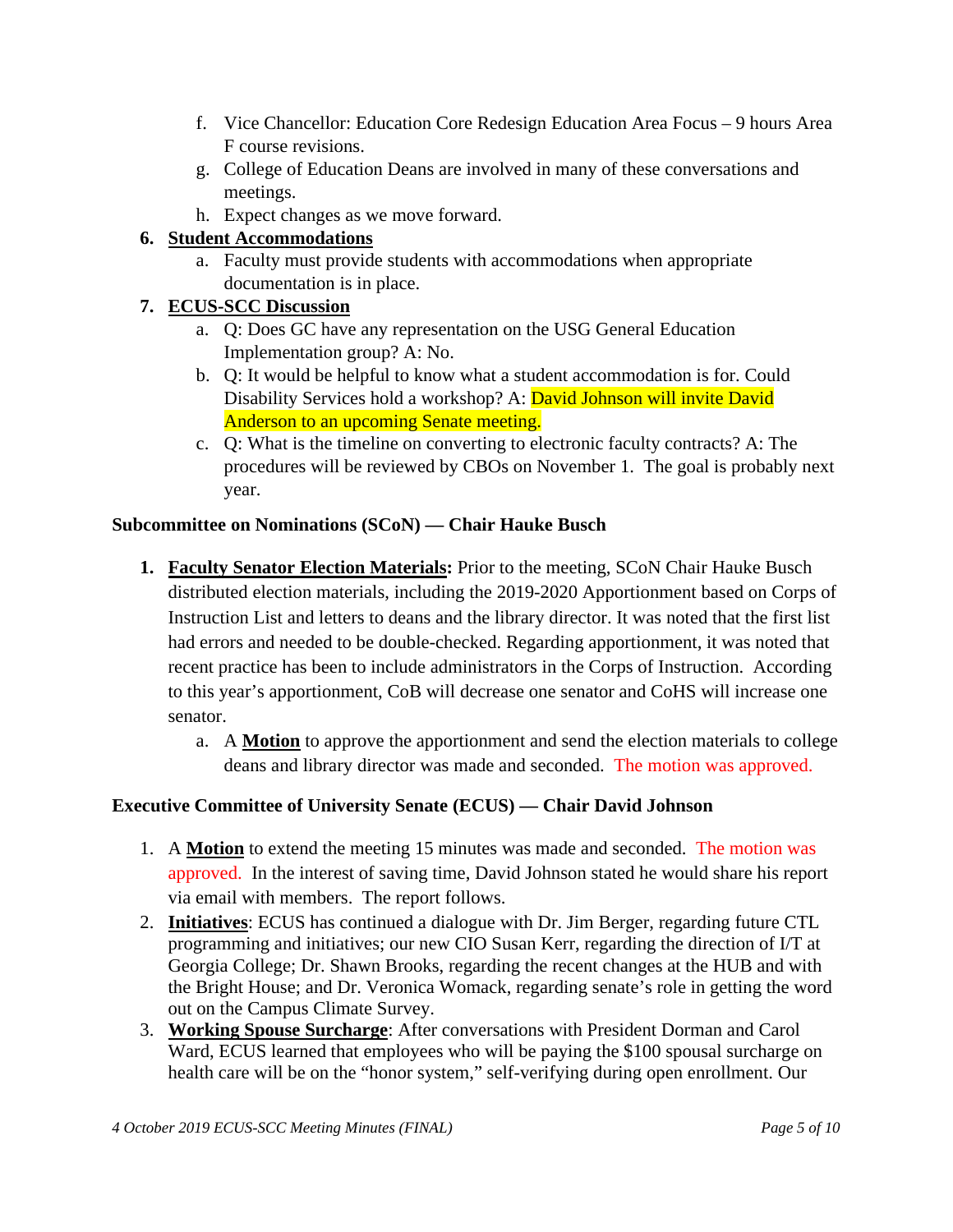f. Vice Chancellor: Education Core Redesign Education Area Focus – 9 hours Area F course revisions.
   g. College of Education Deans are involved in many of these conversations and meetings.
   h. Expect changes as we move forward.

6. **Student Accommodations**
   a. Faculty must provide students with accommodations when appropriate documentation is in place.

7. **ECUS-SCC Discussion**
   a. Q: Does GC have any representation on the USG General Education Implementation group? A: No.
   b. Q: It would be helpful to know what a student accommodation is for. Could Disability Services hold a workshop? A: David Johnson will invite David Anderson to an upcoming Senate meeting.
   c. Q: What is the timeline on converting to electronic faculty contracts? A: The procedures will be reviewed by CBOs on November 1. The goal is probably next year.

**Subcommittee on Nominations (SCoN) — Chair Hauke Busch**

1. **Faculty Senator Election Materials:** Prior to the meeting, SCoN Chair Hauke Busch distributed election materials, including the 2019-2020 Apportionment based on Corps of Instruction List and letters to deans and the library director. It was noted that the first list had errors and needed to be double-checked. Regarding apportionment, it was noted that recent practice has been to include administrators in the Corps of Instruction. According to this year's apportionment, CoB will decrease one senator and CoHS will increase one senator.
   a. A **Motion** to approve the apportionment and send the election materials to college deans and library director was made and seconded. The motion was approved.

**Executive Committee of University Senate (ECUS) — Chair David Johnson**

1. A **Motion** to extend the meeting 15 minutes was made and seconded. The motion was approved. In the interest of saving time, David Johnson stated he would share his report via email with members. The report follows.
2. **Initiatives**: ECUS has continued a dialogue with Dr. Jim Berger, regarding future CTL programming and initiatives; our new CIO Susan Kerr, regarding the direction of I/T at Georgia College; Dr. Shawn Brooks, regarding the recent changes at the HUB and with the Bright House; and Dr. Veronica Womack, regarding senate's role in getting the word out on the Campus Climate Survey.
3. **Working Spouse Surcharge**: After conversations with President Dorman and Carol Ward, ECUS learned that employees who will be paying the $100 spousal surcharge on health care will be on the "honor system," self-verifying during open enrollment. Our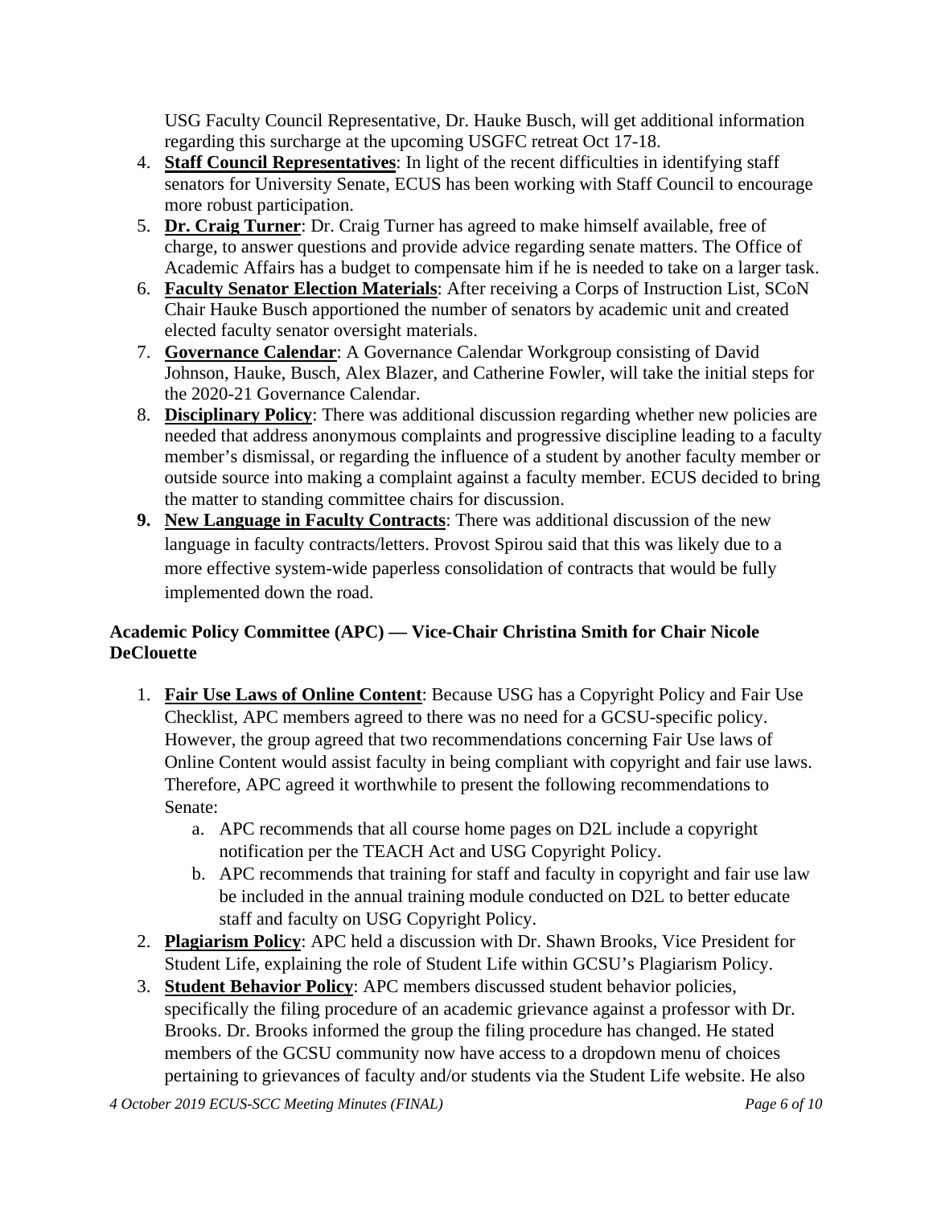USG Faculty Council Representative, Dr. Hauke Busch, will get additional information regarding this surcharge at the upcoming USGFC retreat Oct 17-18.

4. **Staff Council Representatives**: In light of the recent difficulties in identifying staff senators for University Senate, ECUS has been working with Staff Council to encourage more robust participation.
5. **Dr. Craig Turner**: Dr. Craig Turner has agreed to make himself available, free of charge, to answer questions and provide advice regarding senate matters. The Office of Academic Affairs has a budget to compensate him if he is needed to take on a larger task.
6. **Faculty Senator Election Materials**: After receiving a Corps of Instruction List, SCoN Chair Hauke Busch apportioned the number of senators by academic unit and created elected faculty senator oversight materials.
7. **Governance Calendar**: A Governance Calendar Workgroup consisting of David Johnson, Hauke, Busch, Alex Blazer, and Catherine Fowler, will take the initial steps for the 2020-21 Governance Calendar.
8. **Disciplinary Policy**: There was additional discussion regarding whether new policies are needed that address anonymous complaints and progressive discipline leading to a faculty member's dismissal, or regarding the influence of a student by another faculty member or outside source into making a complaint against a faculty member. ECUS decided to bring the matter to standing committee chairs for discussion.
9. **New Language in Faculty Contracts**: There was additional discussion of the new language in faculty contracts/letters. Provost Spirou said that this was likely due to a more effective system-wide paperless consolidation of contracts that would be fully implemented down the road.

**Academic Policy Committee (APC) — Vice-Chair Christina Smith for Chair Nicole DeClouette**

1. **Fair Use Laws of Online Content**: Because USG has a Copyright Policy and Fair Use Checklist, APC members agreed to there was no need for a GCSU-specific policy. However, the group agreed that two recommendations concerning Fair Use laws of Online Content would assist faculty in being compliant with copyright and fair use laws. Therefore, APC agreed it worthwhile to present the following recommendations to Senate:
   a. APC recommends that all course home pages on D2L include a copyright notification per the TEACH Act and USG Copyright Policy.
   b. APC recommends that training for staff and faculty in copyright and fair use law be included in the annual training module conducted on D2L to better educate staff and faculty on USG Copyright Policy.
2. **Plagiarism Policy**: APC held a discussion with Dr. Shawn Brooks, Vice President for Student Life, explaining the role of Student Life within GCSU's Plagiarism Policy.
3. **Student Behavior Policy**: APC members discussed student behavior policies, specifically the filing procedure of an academic grievance against a professor with Dr. Brooks. Dr. Brooks informed the group the filing procedure has changed. He stated members of the GCSU community now have access to a dropdown menu of choices pertaining to grievances of faculty and/or students via the Student Life website. He also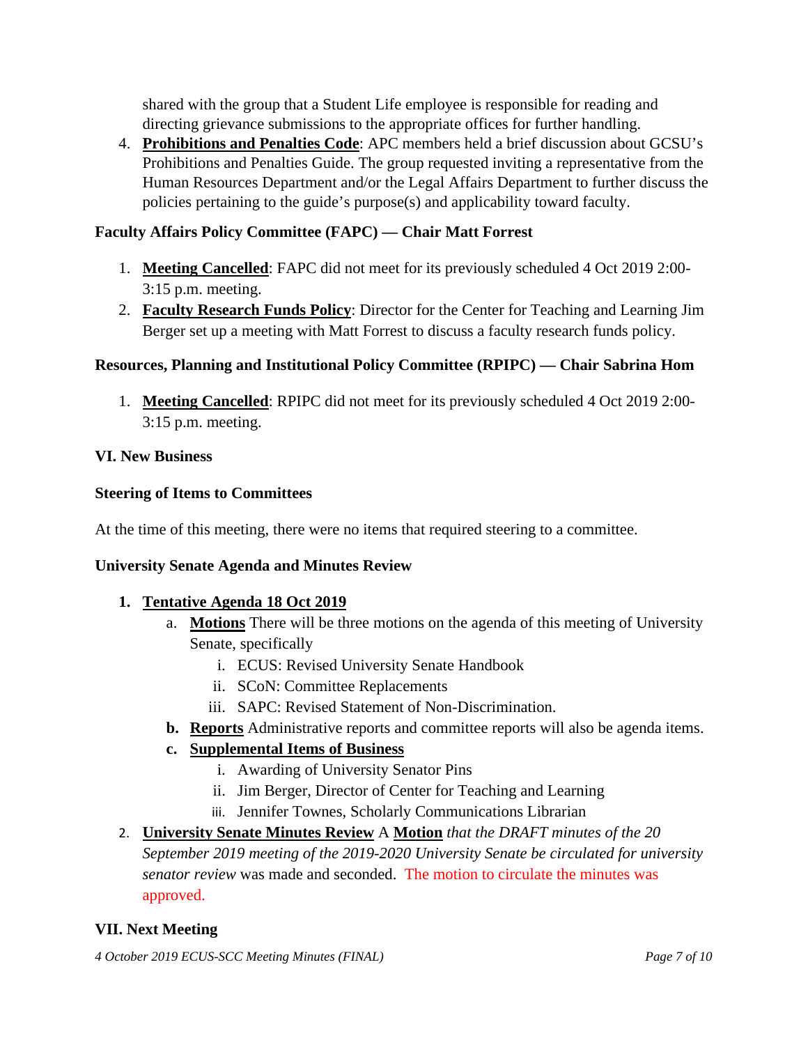shared with the group that a Student Life employee is responsible for reading and directing grievance submissions to the appropriate offices for further handling.

4. **Prohibitions and Penalties Code**: APC members held a brief discussion about GCSU's Prohibitions and Penalties Guide. The group requested inviting a representative from the Human Resources Department and/or the Legal Affairs Department to further discuss the policies pertaining to the guide's purpose(s) and applicability toward faculty.

**Faculty Affairs Policy Committee (FAPC) — Chair Matt Forrest**

1. **Meeting Cancelled**: FAPC did not meet for its previously scheduled 4 Oct 2019 2:00-3:15 p.m. meeting.
2. **Faculty Research Funds Policy**: Director for the Center for Teaching and Learning Jim Berger set up a meeting with Matt Forrest to discuss a faculty research funds policy.

**Resources, Planning and Institutional Policy Committee (RPIPC) — Chair Sabrina Hom**

1. **Meeting Cancelled**: RPIPC did not meet for its previously scheduled 4 Oct 2019 2:00-3:15 p.m. meeting.

## VI. New Business

**Steering of Items to Committees**

At the time of this meeting, there were no items that required steering to a committee.

**University Senate Agenda and Minutes Review**

1. **Tentative Agenda 18 Oct 2019**
   a. **Motions** There will be three motions on the agenda of this meeting of University Senate, specifically
      i. ECUS: Revised University Senate Handbook
      ii. SCoN: Committee Replacements
      iii. SAPC: Revised Statement of Non-Discrimination.
   b. **Reports** Administrative reports and committee reports will also be agenda items.
   c. **Supplemental Items of Business**
      i. Awarding of University Senator Pins
      ii. Jim Berger, Director of Center for Teaching and Learning
      iii. Jennifer Townes, Scholarly Communications Librarian
2. **University Senate Minutes Review** A **Motion** *that the DRAFT minutes of the 20 September 2019 meeting of the 2019-2020 University Senate be circulated for university senator review* was made and seconded. The motion to circulate the minutes was approved.

## VII. Next Meeting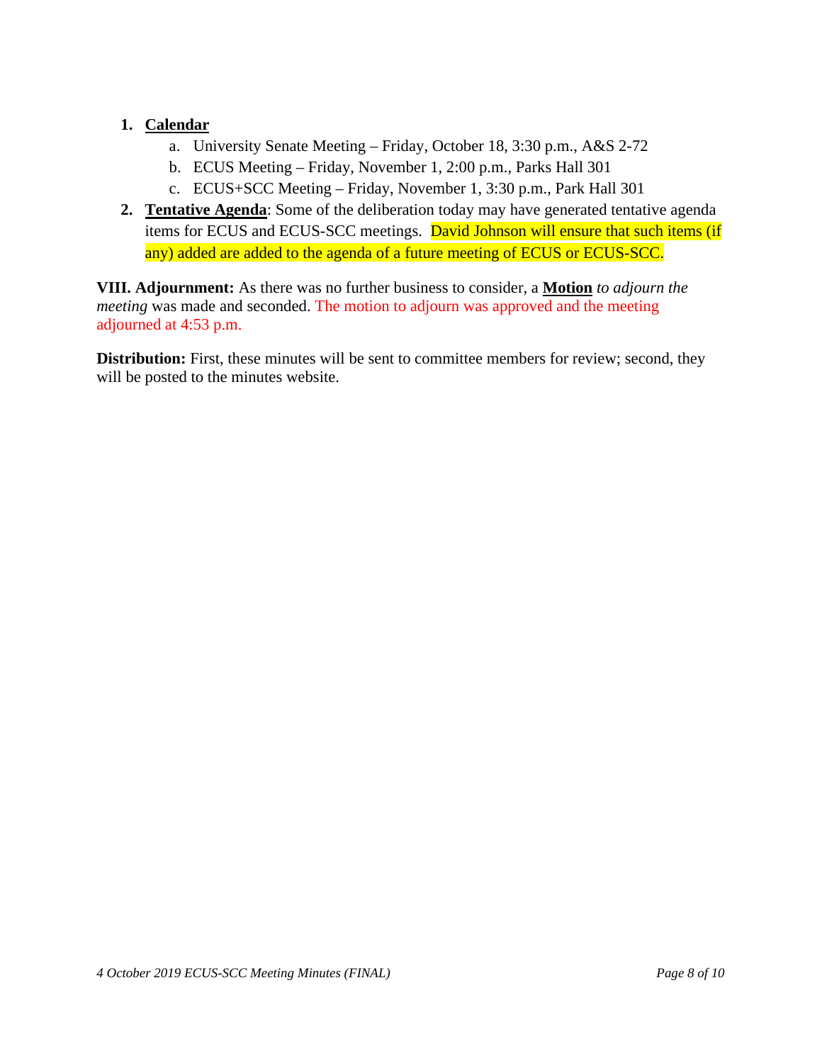1. **Calendar**
    a. University Senate Meeting – Friday, October 18, 3:30 p.m., A&S 2-72
    b. ECUS Meeting – Friday, November 1, 2:00 p.m., Parks Hall 301
    c. ECUS+SCC Meeting – Friday, November 1, 3:30 p.m., Park Hall 301
2. **Tentative Agenda**: Some of the deliberation today may have generated tentative agenda items for ECUS and ECUS-SCC meetings. David Johnson will ensure that such items (if any) added are added to the agenda of a future meeting of ECUS or ECUS-SCC.

**VIII. Adjournment:** As there was no further business to consider, a **Motion** *to adjourn the meeting* was made and seconded. The motion to adjourn was approved and the meeting adjourned at 4:53 p.m.

**Distribution:** First, these minutes will be sent to committee members for review; second, they will be posted to the minutes website.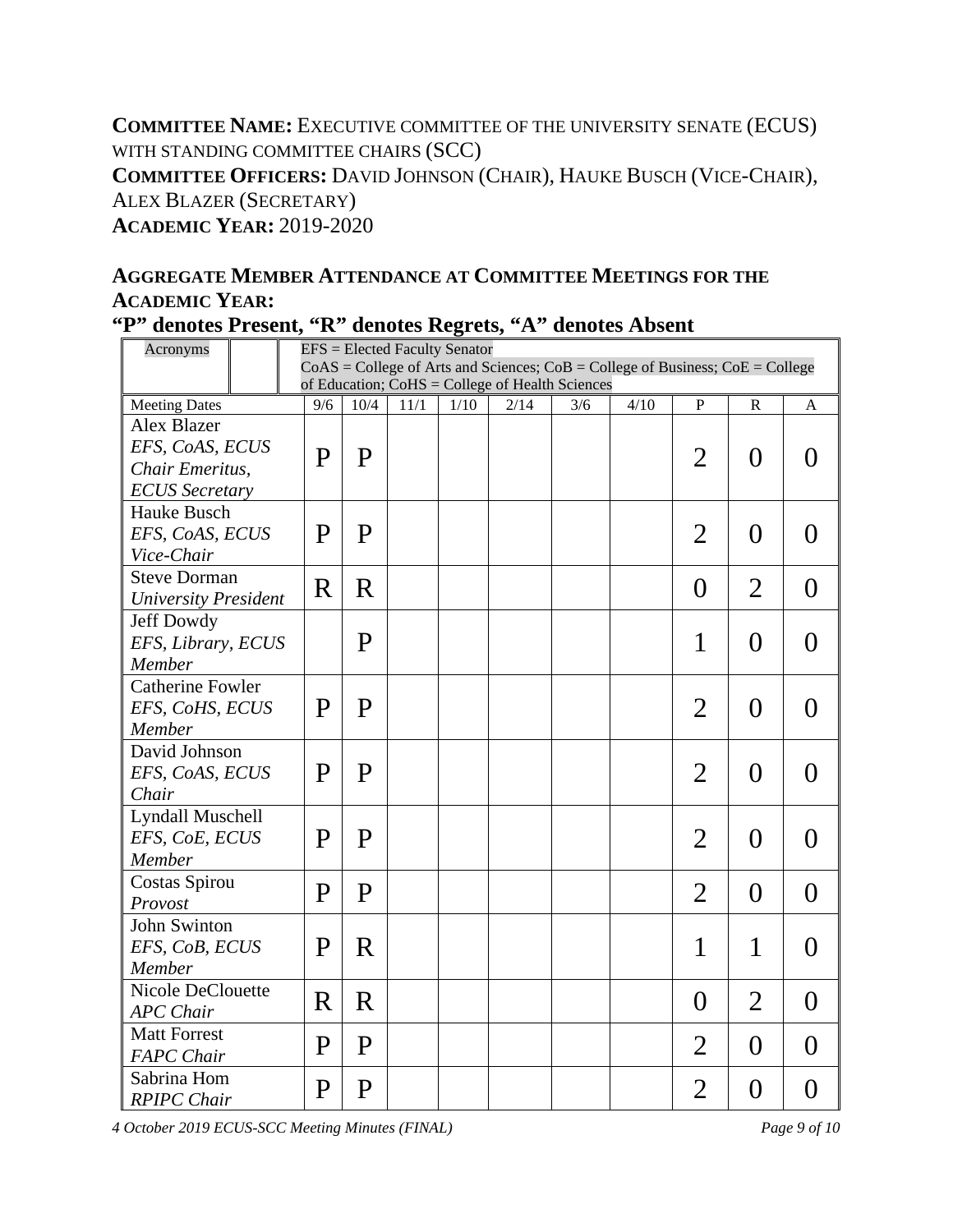**COMMITTEE NAME:** EXECUTIVE COMMITTEE OF THE UNIVERSITY SENATE (ECUS) WITH STANDING COMMITTEE CHAIRS (SCC)
**COMMITTEE OFFICERS:** DAVID JOHNSON (CHAIR), HAUKE BUSCH (VICE-CHAIR), ALEX BLAZER (SECRETARY)
**ACADEMIC YEAR:** 2019-2020

## AGGREGATE MEMBER ATTENDANCE AT COMMITTEE MEETINGS FOR THE ACADEMIC YEAR:

### "P" denotes Present, "R" denotes Regrets, "A" denotes Absent

| Acronyms | EFS = Elected Faculty Senator<br>CoAS = College of Arts and Sciences; CoB = College of Business; CoE = College of Education; CoHS = College of Health Sciences | | | | | | | | | |
|---|---|---|---|---|---|---|---|---|---|---|
| Meeting Dates | 9/6 | 10/4 | 11/1 | 1/10 | 2/14 | 3/6 | 4/10 | P | R | A |
| Alex Blazer<br>*EFS, CoAS, ECUS Chair Emeritus, ECUS Secretary* | P | P | | | | | | 2 | 0 | 0 |
| Hauke Busch<br>*EFS, CoAS, ECUS Vice-Chair* | P | P | | | | | | 2 | 0 | 0 |
| Steve Dorman<br>*University President* | R | R | | | | | | 0 | 2 | 0 |
| Jeff Dowdy<br>*EFS, Library, ECUS Member* | | P | | | | | | 1 | 0 | 0 |
| Catherine Fowler<br>*EFS, CoHS, ECUS Member* | P | P | | | | | | 2 | 0 | 0 |
| David Johnson<br>*EFS, CoAS, ECUS Chair* | P | P | | | | | | 2 | 0 | 0 |
| Lyndall Muschell<br>*EFS, CoE, ECUS Member* | P | P | | | | | | 2 | 0 | 0 |
| Costas Spirou<br>*Provost* | P | P | | | | | | 2 | 0 | 0 |
| John Swinton<br>*EFS, CoB, ECUS Member* | P | R | | | | | | 1 | 1 | 0 |
| Nicole DeClouette<br>*APC Chair* | R | R | | | | | | 0 | 2 | 0 |
| Matt Forrest<br>*FAPC Chair* | P | P | | | | | | 2 | 0 | 0 |
| Sabrina Hom<br>*RPIPC Chair* | P | P | | | | | | 2 | 0 | 0 |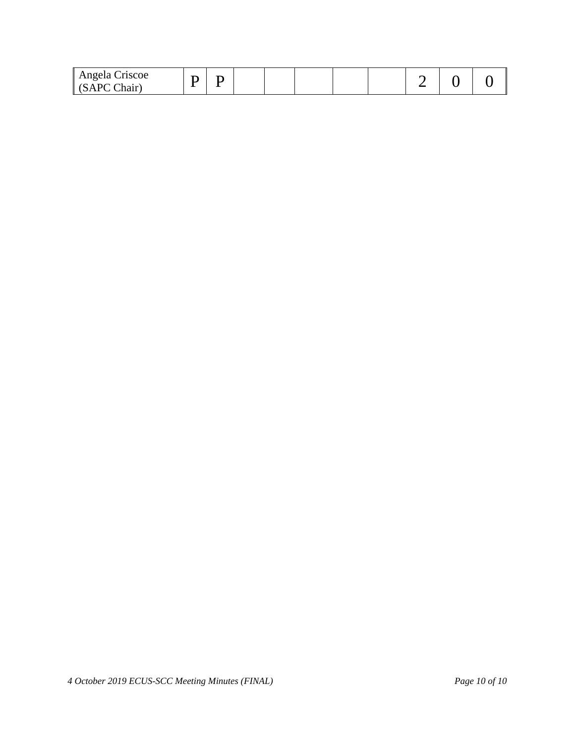| | | | | | | | | | | |
|---|---|---|---|---|---|---|---|---|---|---|
| Angela Criscoe (SAPC Chair) | P | P | | | | | | 2 | 0 | 0 |